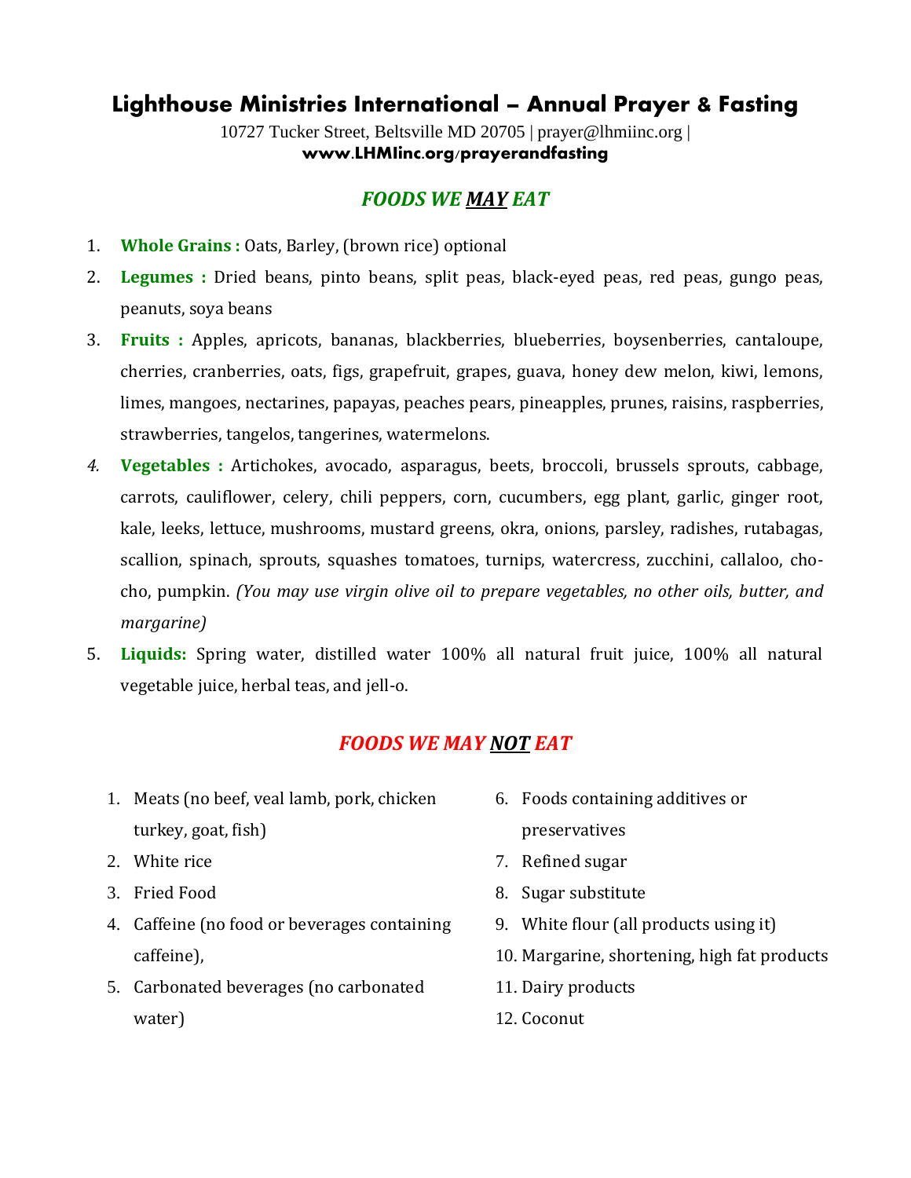# Lighthouse Ministries International – Annual Prayer & Fasting

10727 Tucker Street, Beltsville MD 20705 | prayer@lhmiinc.org |
**www.LHMIinc.org/prayerandfasting**

## *FOODS WE MAY EAT*

1. **Whole Grains :** Oats, Barley, (brown rice) optional
2. **Legumes :** Dried beans, pinto beans, split peas, black-eyed peas, red peas, gungo peas, peanuts, soya beans
3. **Fruits :** Apples, apricots, bananas, blackberries, blueberries, boysenberries, cantaloupe, cherries, cranberries, oats, figs, grapefruit, grapes, guava, honey dew melon, kiwi, lemons, limes, mangoes, nectarines, papayas, peaches pears, pineapples, prunes, raisins, raspberries, strawberries, tangelos, tangerines, watermelons.
4. **Vegetables :** Artichokes, avocado, asparagus, beets, broccoli, brussels sprouts, cabbage, carrots, cauliflower, celery, chili peppers, corn, cucumbers, egg plant, garlic, ginger root, kale, leeks, lettuce, mushrooms, mustard greens, okra, onions, parsley, radishes, rutabagas, scallion, spinach, sprouts, squashes tomatoes, turnips, watercress, zucchini, callaloo, cho-cho, pumpkin. *(You may use virgin olive oil to prepare vegetables, no other oils, butter, and margarine)*
5. **Liquids:** Spring water, distilled water 100% all natural fruit juice, 100% all natural vegetable juice, herbal teas, and jell-o.

## *FOODS WE MAY NOT EAT*

1. Meats (no beef, veal lamb, pork, chicken turkey, goat, fish)
2. White rice
3. Fried Food
4. Caffeine (no food or beverages containing caffeine),
5. Carbonated beverages (no carbonated water)
6. Foods containing additives or preservatives
7. Refined sugar
8. Sugar substitute
9. White flour (all products using it)
10. Margarine, shortening, high fat products
11. Dairy products
12. Coconut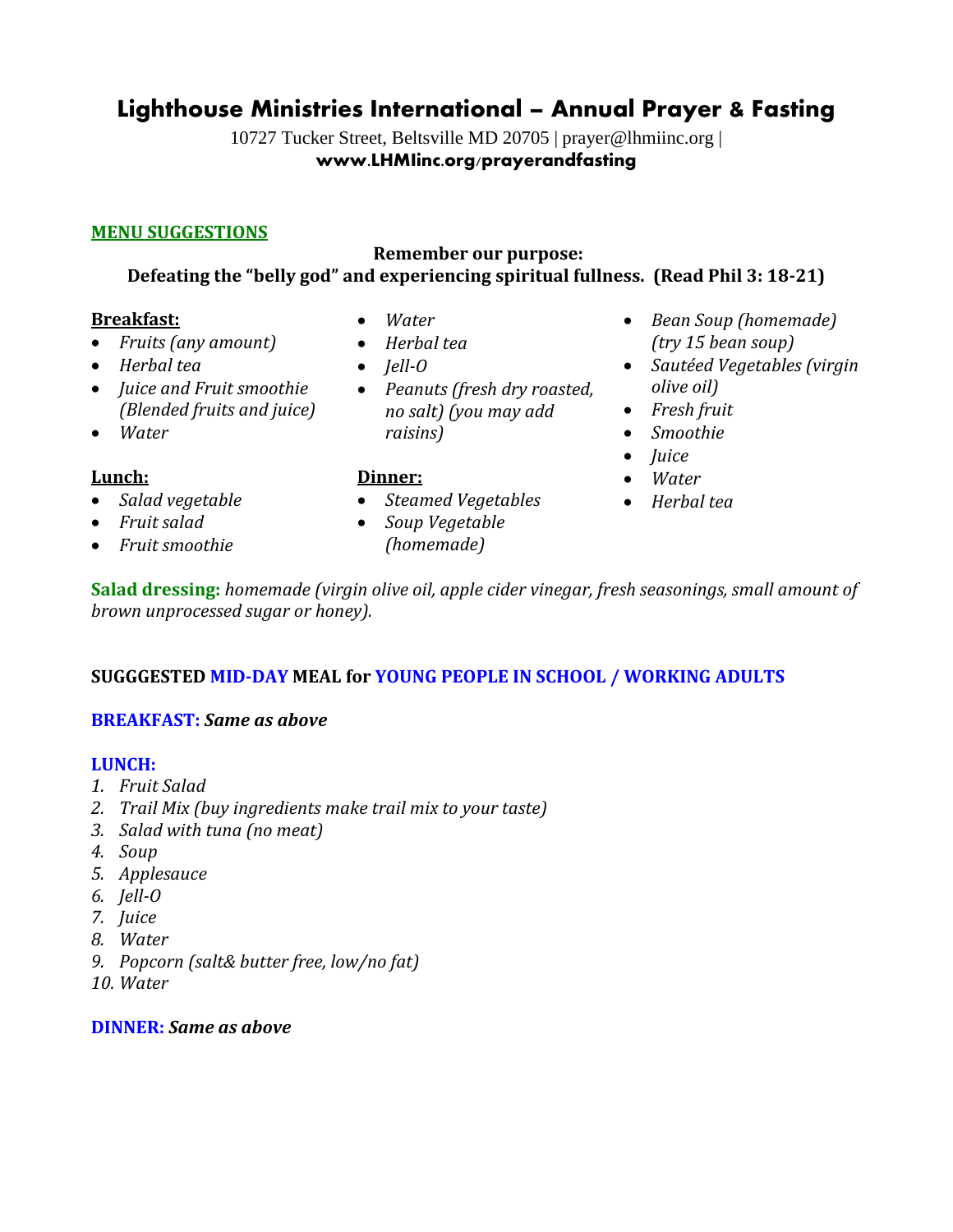# Lighthouse Ministries International – Annual Prayer & Fasting

10727 Tucker Street, Beltsville MD 20705 | prayer@lhmiinc.org |
**www.LHMIinc.org/prayerandfasting**

**MENU SUGGESTIONS**

**Remember our purpose:**
**Defeating the "belly god" and experiencing spiritual fullness. (Read Phil 3: 18-21)**

**Breakfast:**
- *Fruits (any amount)*
- *Herbal tea*
- *Juice and Fruit smoothie (Blended fruits and juice)*
- *Water*

**Lunch:**
- *Salad vegetable*
- *Fruit salad*
- *Fruit smoothie*
- *Water*
- *Herbal tea*
- *Jell-O*
- *Peanuts (fresh dry roasted, no salt) (you may add raisins)*

**Dinner:**
- *Steamed Vegetables*
- *Soup Vegetable (homemade)*
- *Bean Soup (homemade) (try 15 bean soup)*
- *Sautéed Vegetables (virgin olive oil)*
- *Fresh fruit*
- *Smoothie*
- *Juice*
- *Water*
- *Herbal tea*

**Salad dressing:** *homemade (virgin olive oil, apple cider vinegar, fresh seasonings, small amount of brown unprocessed sugar or honey).*

**SUGGGESTED MID-DAY MEAL for YOUNG PEOPLE IN SCHOOL / WORKING ADULTS**

**BREAKFAST:** ***Same as above***

**LUNCH:**
1. *Fruit Salad*
2. *Trail Mix (buy ingredients make trail mix to your taste)*
3. *Salad with tuna (no meat)*
4. *Soup*
5. *Applesauce*
6. *Jell-O*
7. *Juice*
8. *Water*
9. *Popcorn (salt& butter free, low/no fat)*
10. *Water*

**DINNER:** ***Same as above***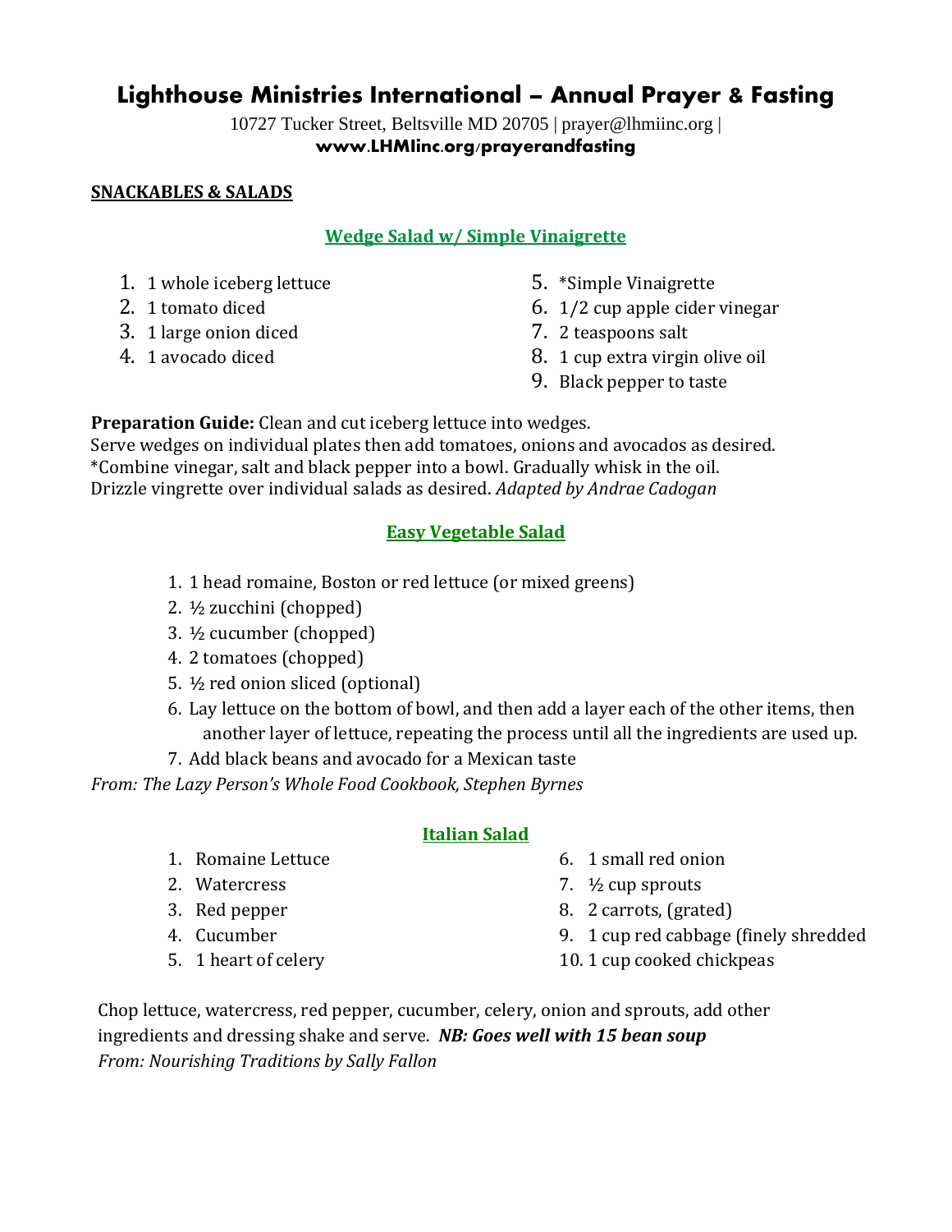# Lighthouse Ministries International – Annual Prayer & Fasting

10727 Tucker Street, Beltsville MD 20705 | prayer@lhmiinc.org |
**www.LHMIinc.org/prayerandfasting**

## SNACKABLES & SALADS

### Wedge Salad w/ Simple Vinaigrette

1. 1 whole iceberg lettuce
2. 1 tomato diced
3. 1 large onion diced
4. 1 avocado diced
5. *Simple Vinaigrette
6. 1/2 cup apple cider vinegar
7. 2 teaspoons salt
8. 1 cup extra virgin olive oil
9. Black pepper to taste

**Preparation Guide:** Clean and cut iceberg lettuce into wedges.
Serve wedges on individual plates then add tomatoes, onions and avocados as desired.
*Combine vinegar, salt and black pepper into a bowl. Gradually whisk in the oil.
Drizzle vingrette over individual salads as desired. *Adapted by Andrae Cadogan*

### Easy Vegetable Salad

1. 1 head romaine, Boston or red lettuce (or mixed greens)
2. ½ zucchini (chopped)
3. ½ cucumber (chopped)
4. 2 tomatoes (chopped)
5. ½ red onion sliced (optional)
6. Lay lettuce on the bottom of bowl, and then add a layer each of the other items, then another layer of lettuce, repeating the process until all the ingredients are used up.
7. Add black beans and avocado for a Mexican taste

*From: The Lazy Person's Whole Food Cookbook, Stephen Byrnes*

### Italian Salad

1. Romaine Lettuce
2. Watercress
3. Red pepper
4. Cucumber
5. 1 heart of celery
6. 1 small red onion
7. ½ cup sprouts
8. 2 carrots, (grated)
9. 1 cup red cabbage (finely shredded
10. 1 cup cooked chickpeas

Chop lettuce, watercress, red pepper, cucumber, celery, onion and sprouts, add other ingredients and dressing shake and serve. ***NB: Goes well with 15 bean soup***
*From: Nourishing Traditions by Sally Fallon*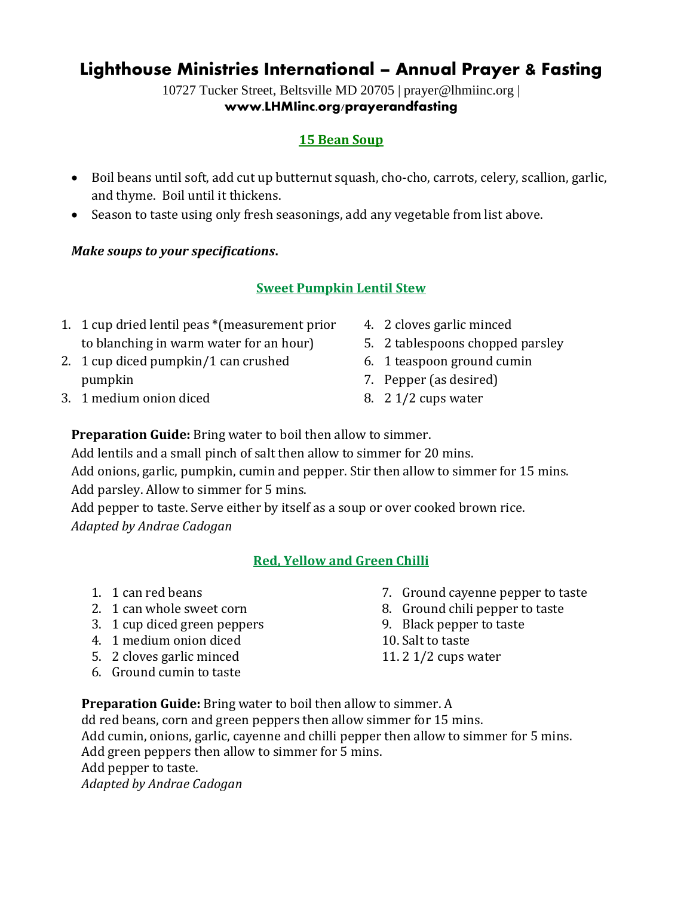# Lighthouse Ministries International – Annual Prayer & Fasting

10727 Tucker Street, Beltsville MD 20705 | prayer@lhmiinc.org |
**www.LHMIinc.org/prayerandfasting**

## 15 Bean Soup

- Boil beans until soft, add cut up butternut squash, cho-cho, carrots, celery, scallion, garlic, and thyme. Boil until it thickens.
- Season to taste using only fresh seasonings, add any vegetable from list above.

***Make soups to your specifications*.**

## Sweet Pumpkin Lentil Stew

1. 1 cup dried lentil peas *(measurement prior to blanching in warm water for an hour)
2. 1 cup diced pumpkin/1 can crushed pumpkin
3. 1 medium onion diced
4. 2 cloves garlic minced
5. 2 tablespoons chopped parsley
6. 1 teaspoon ground cumin
7. Pepper (as desired)
8. 2 1/2 cups water

**Preparation Guide:** Bring water to boil then allow to simmer.
Add lentils and a small pinch of salt then allow to simmer for 20 mins.
Add onions, garlic, pumpkin, cumin and pepper. Stir then allow to simmer for 15 mins.
Add parsley. Allow to simmer for 5 mins.
Add pepper to taste. Serve either by itself as a soup or over cooked brown rice.
*Adapted by Andrae Cadogan*

## Red, Yellow and Green Chilli

1. 1 can red beans
2. 1 can whole sweet corn
3. 1 cup diced green peppers
4. 1 medium onion diced
5. 2 cloves garlic minced
6. Ground cumin to taste
7. Ground cayenne pepper to taste
8. Ground chili pepper to taste
9. Black pepper to taste
10. Salt to taste
11. 2 1/2 cups water

**Preparation Guide:** Bring water to boil then allow to simmer. A
dd red beans, corn and green peppers then allow simmer for 15 mins.
Add cumin, onions, garlic, cayenne and chilli pepper then allow to simmer for 5 mins.
Add green peppers then allow to simmer for 5 mins.
Add pepper to taste.
*Adapted by Andrae Cadogan*